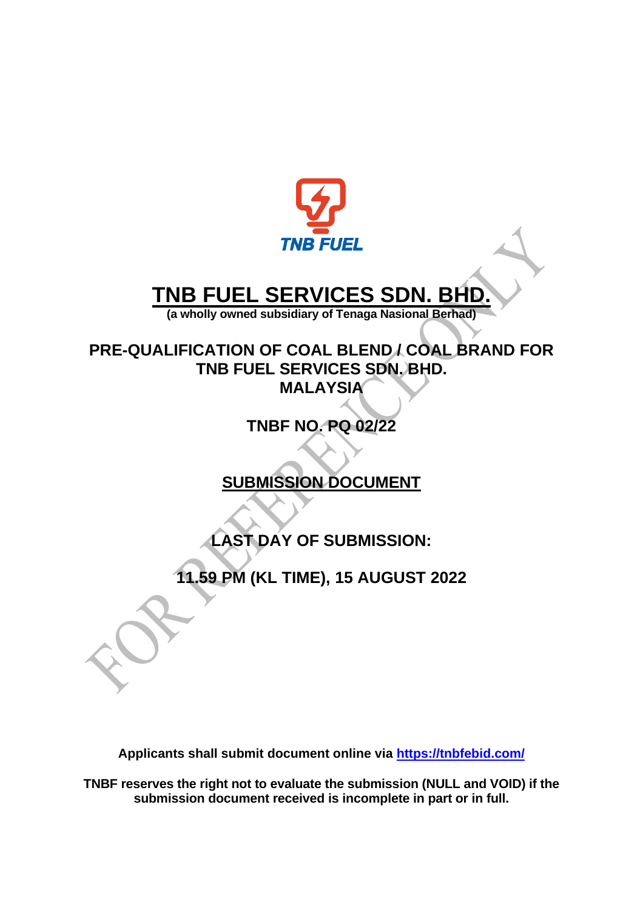TNB FUEL

# TNB FUEL SERVICES SDN. BHD.

**(a wholly owned subsidiary of Tenaga Nasional Berhad)**

## PRE-QUALIFICATION OF COAL BLEND / COAL BRAND FOR TNB FUEL SERVICES SDN. BHD. MALAYSIA

## TNBF NO. PQ 02/22

## SUBMISSION DOCUMENT

## LAST DAY OF SUBMISSION:

## 11.59 PM (KL TIME), 15 AUGUST 2022

**Applicants shall submit document online via [https://tnbfebid.com/](https://tnbfebid.com/)**

**TNBF reserves the right not to evaluate the submission (NULL and VOID) if the submission document received is incomplete in part or in full.**

FOR REFERENCE ONLY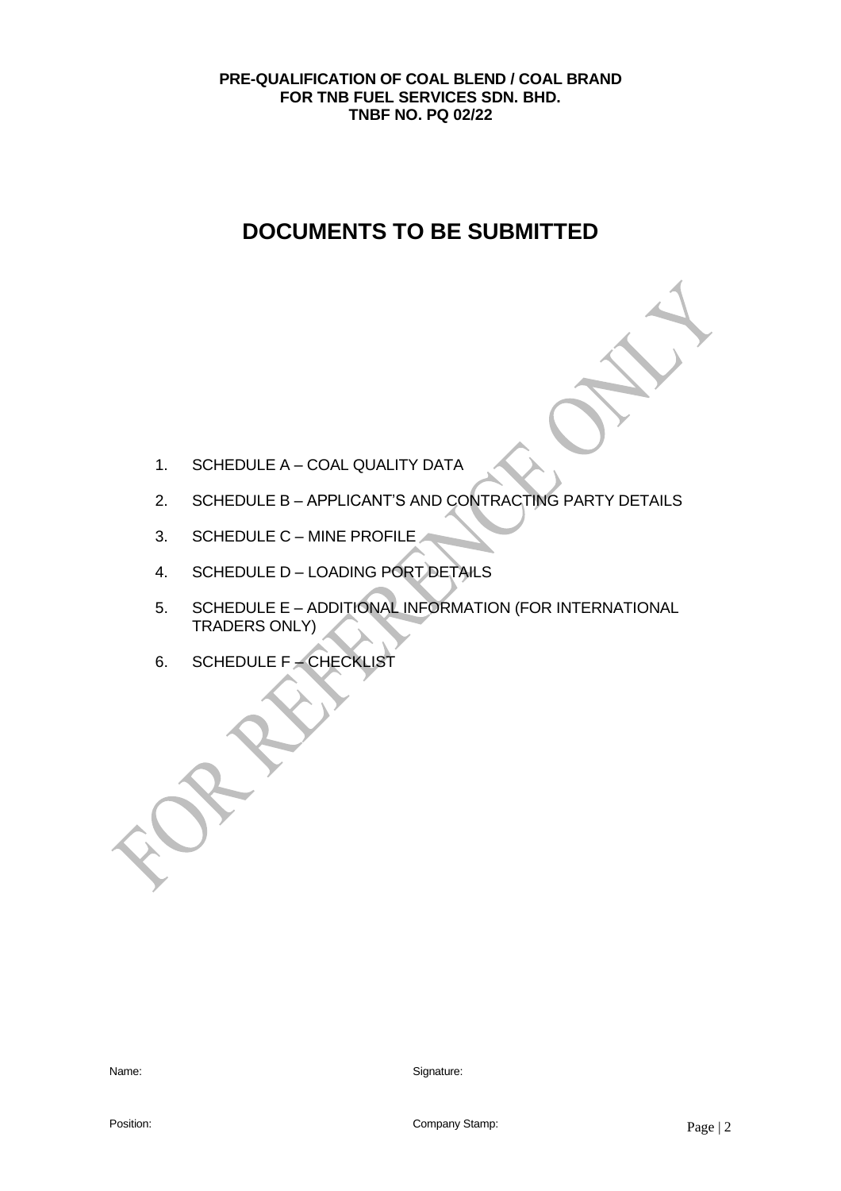**PRE-QUALIFICATION OF COAL BLEND / COAL BRAND**
**FOR TNB FUEL SERVICES SDN. BHD.**
**TNBF NO. PQ 02/22**

# DOCUMENTS TO BE SUBMITTED

1. SCHEDULE A – COAL QUALITY DATA
2. SCHEDULE B – APPLICANT'S AND CONTRACTING PARTY DETAILS
3. SCHEDULE C – MINE PROFILE
4. SCHEDULE D – LOADING PORT DETAILS
5. SCHEDULE E – ADDITIONAL INFORMATION (FOR INTERNATIONAL TRADERS ONLY)
6. SCHEDULE F – CHECKLIST

FOR REFERENCE ONLY

Name: Signature:

Position: Company Stamp: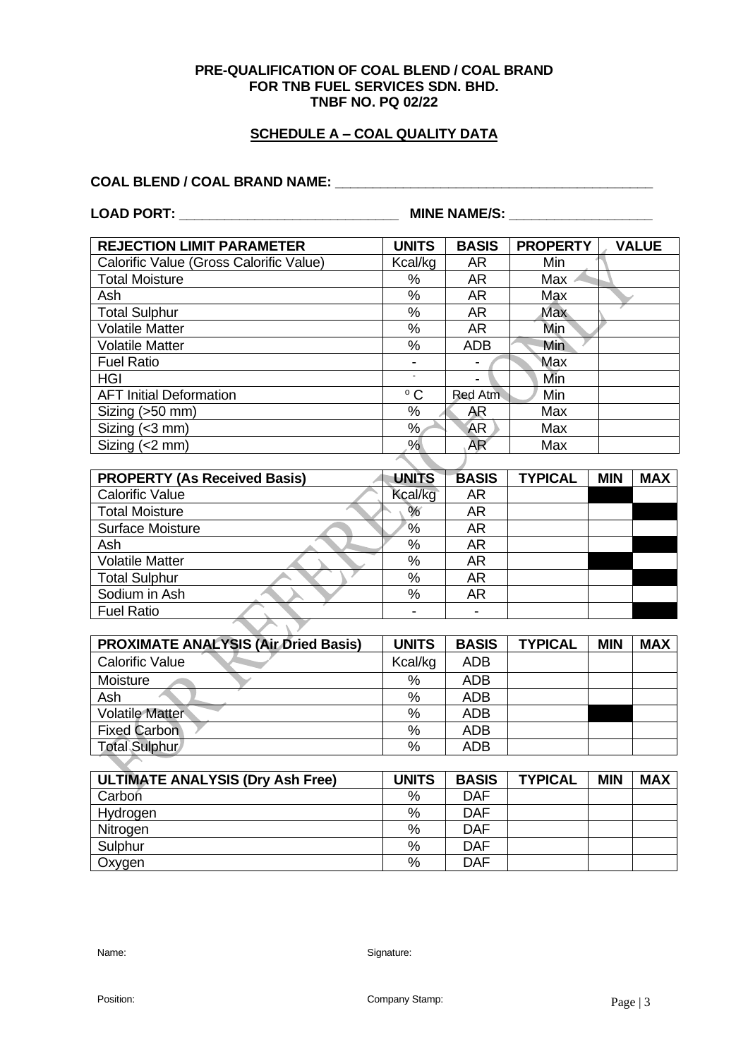**PRE-QUALIFICATION OF COAL BLEND / COAL BRAND FOR TNB FUEL SERVICES SDN. BHD. TNBF NO. PQ 02/22**

## SCHEDULE A – COAL QUALITY DATA

**COAL BLEND / COAL BRAND NAME:** ________________________________________

**LOAD PORT:** ____________________________ **MINE NAME/S:** _________________

| REJECTION LIMIT PARAMETER | UNITS | BASIS | PROPERTY | VALUE |
|---|---|---|---|---|
| Calorific Value (Gross Calorific Value) | Kcal/kg | AR | Min | |
| Total Moisture | % | AR | Max | |
| Ash | % | AR | Max | |
| Total Sulphur | % | AR | Max | |
| Volatile Matter | % | AR | Min | |
| Volatile Matter | % | ADB | Min | |
| Fuel Ratio | - | - | Max | |
| HGI | - | - | Min | |
| AFT Initial Deformation | $^{o}$C | Red Atm | Min | |
| Sizing (>50 mm) | % | AR | Max | |
| Sizing (<3 mm) | % | AR | Max | |
| Sizing (<2 mm) | % | AR | Max | |

| PROPERTY (As Received Basis) | UNITS | BASIS | TYPICAL | MIN | MAX |
|---|---|---|---|---|---|
| Calorific Value | Kcal/kg | AR | | | |
| Total Moisture | % | AR | | | |
| Surface Moisture | % | AR | | | |
| Ash | % | AR | | | |
| Volatile Matter | % | AR | | | |
| Total Sulphur | % | AR | | | |
| Sodium in Ash | % | AR | | | |
| Fuel Ratio | - | - | | | |

| PROXIMATE ANALYSIS (Air Dried Basis) | UNITS | BASIS | TYPICAL | MIN | MAX |
|---|---|---|---|---|---|
| Calorific Value | Kcal/kg | ADB | | | |
| Moisture | % | ADB | | | |
| Ash | % | ADB | | | |
| Volatile Matter | % | ADB | | | |
| Fixed Carbon | % | ADB | | | |
| Total Sulphur | % | ADB | | | |

| ULTIMATE ANALYSIS (Dry Ash Free) | UNITS | BASIS | TYPICAL | MIN | MAX |
|---|---|---|---|---|---|
| Carbon | % | DAF | | | |
| Hydrogen | % | DAF | | | |
| Nitrogen | % | DAF | | | |
| Sulphur | % | DAF | | | |
| Oxygen | % | DAF | | | |

Name: Signature:

Position: Company Stamp: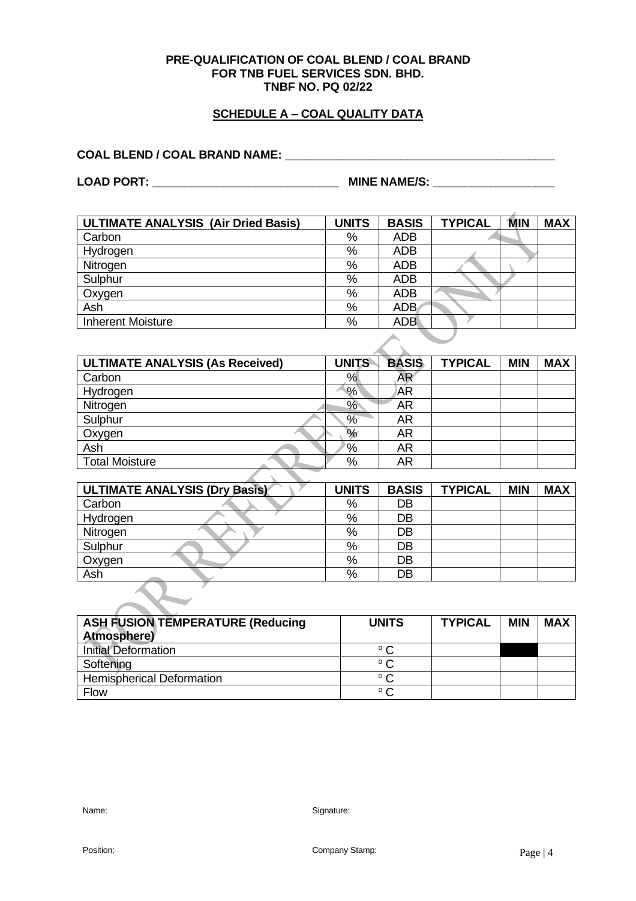**PRE-QUALIFICATION OF COAL BLEND / COAL BRAND**
**FOR TNB FUEL SERVICES SDN. BHD.**
**TNBF NO. PQ 02/22**

## SCHEDULE A – COAL QUALITY DATA

**COAL BLEND / COAL BRAND NAME:** ____________________________________________

**LOAD PORT:** ______________________________ **MINE NAME/S:** ___________________

| ULTIMATE ANALYSIS (Air Dried Basis) | UNITS | BASIS | TYPICAL | MIN | MAX |
|---|---|---|---|---|---|
| Carbon | % | ADB | | | |
| Hydrogen | % | ADB | | | |
| Nitrogen | % | ADB | | | |
| Sulphur | % | ADB | | | |
| Oxygen | % | ADB | | | |
| Ash | % | ADB | | | |
| Inherent Moisture | % | ADB | | | |

| ULTIMATE ANALYSIS (As Received) | UNITS | BASIS | TYPICAL | MIN | MAX |
|---|---|---|---|---|---|
| Carbon | % | AR | | | |
| Hydrogen | % | AR | | | |
| Nitrogen | % | AR | | | |
| Sulphur | % | AR | | | |
| Oxygen | % | AR | | | |
| Ash | % | AR | | | |
| Total Moisture | % | AR | | | |

| ULTIMATE ANALYSIS (Dry Basis) | UNITS | BASIS | TYPICAL | MIN | MAX |
|---|---|---|---|---|---|
| Carbon | % | DB | | | |
| Hydrogen | % | DB | | | |
| Nitrogen | % | DB | | | |
| Sulphur | % | DB | | | |
| Oxygen | % | DB | | | |
| Ash | % | DB | | | |

| ASH FUSION TEMPERATURE (Reducing Atmosphere) | UNITS | TYPICAL | MIN | MAX |
|---|---|---|---|---|
| Initial Deformation | $^{o}$C | | | |
| Softening | $^{o}$C | | | |
| Hemispherical Deformation | $^{o}$C | | | |
| Flow | $^{o}$C | | | |

Name: Signature:

Position: Company Stamp: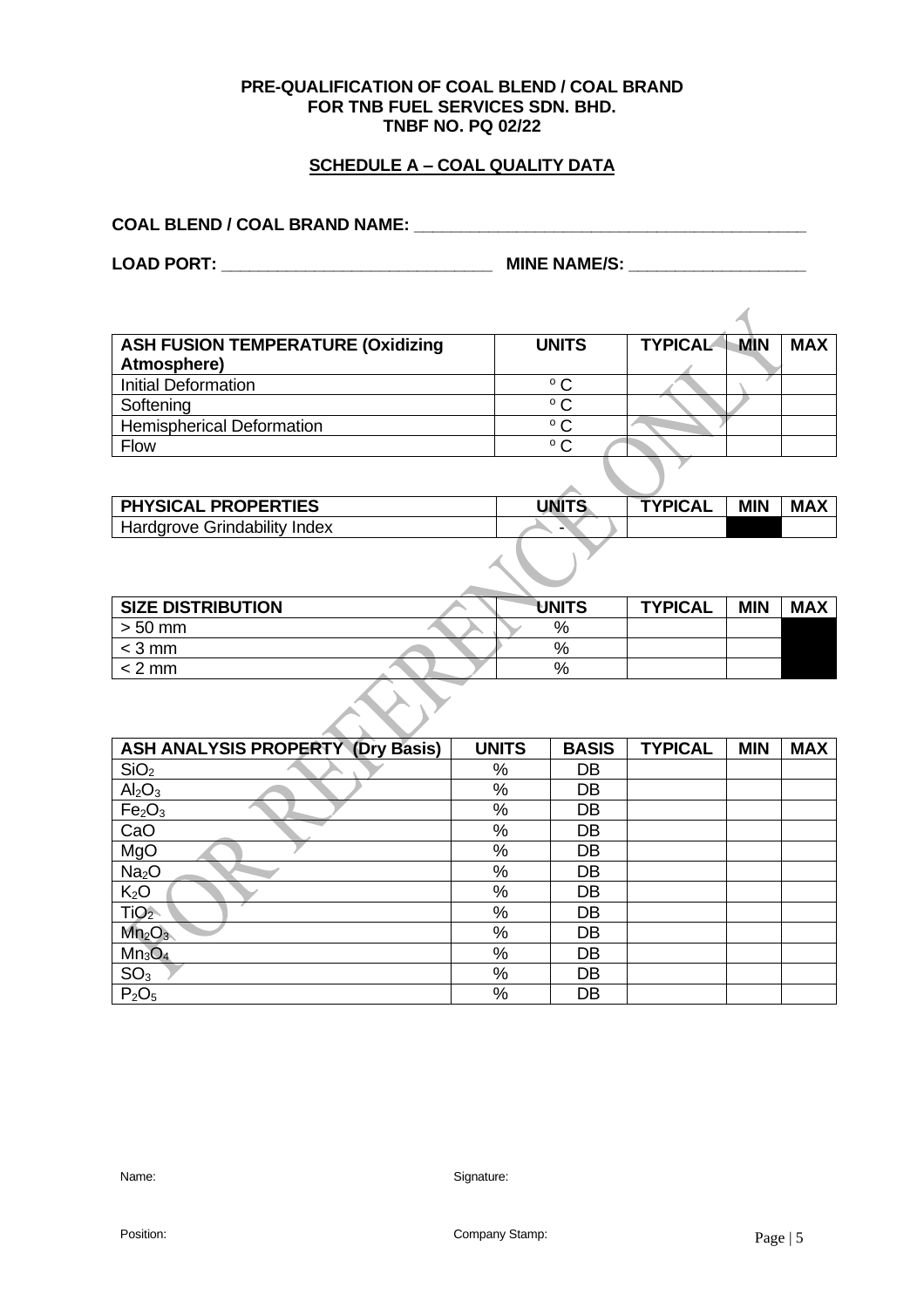**PRE-QUALIFICATION OF COAL BLEND / COAL BRAND**
**FOR TNB FUEL SERVICES SDN. BHD.**
**TNBF NO. PQ 02/22**

## SCHEDULE A – COAL QUALITY DATA

**COAL BLEND / COAL BRAND NAME:** ___________________________________________

**LOAD PORT:** _____________________________ **MINE NAME/S:** __________________

| ASH FUSION TEMPERATURE (Oxidizing Atmosphere) | UNITS | TYPICAL | MIN | MAX |
|---|---|---|---|---|
| Initial Deformation | ° C | | | |
| Softening | ° C | | | |
| Hemispherical Deformation | ° C | | | |
| Flow | ° C | | | |

| PHYSICAL PROPERTIES | UNITS | TYPICAL | MIN | MAX |
|---|---|---|---|---|
| Hardgrove Grindability Index | - | | | |

| SIZE DISTRIBUTION | UNITS | TYPICAL | MIN | MAX |
|---|---|---|---|---|
| > 50 mm | % | | | |
| < 3 mm | % | | | |
| < 2 mm | % | | | |

| ASH ANALYSIS PROPERTY (Dry Basis) | UNITS | BASIS | TYPICAL | MIN | MAX |
|---|---|---|---|---|---|
| $SiO_2$ | % | DB | | | |
| $Al_2O_3$ | % | DB | | | |
| $Fe_2O_3$ | % | DB | | | |
| CaO | % | DB | | | |
| MgO | % | DB | | | |
| $Na_2O$ | % | DB | | | |
| $K_2O$ | % | DB | | | |
| $TiO_2$ | % | DB | | | |
| $Mn_2O_3$ | % | DB | | | |
| $Mn_3O_4$ | % | DB | | | |
| $SO_3$ | % | DB | | | |
| $P_2O_5$ | % | DB | | | |

Name: Signature:

Position: Company Stamp: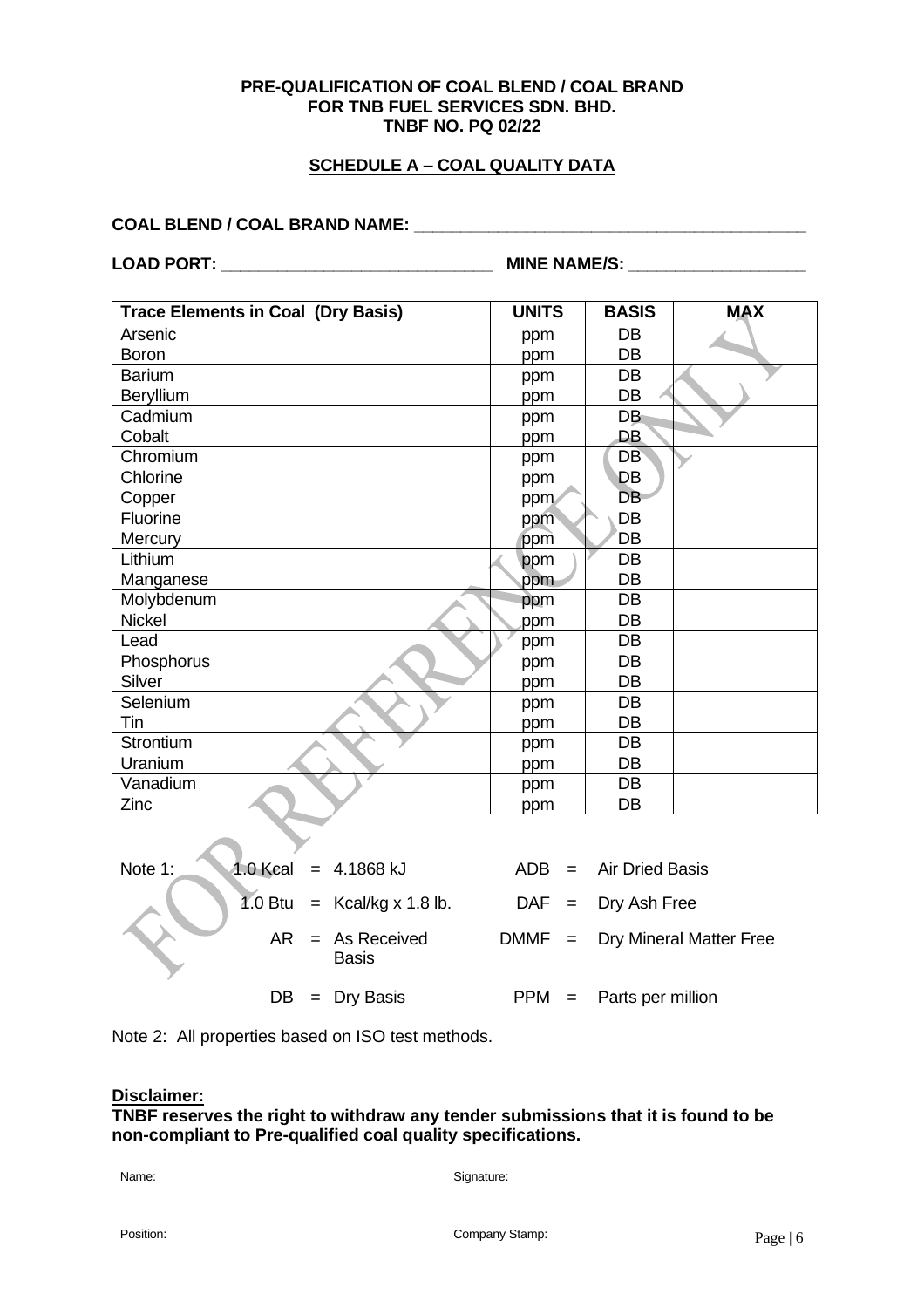**PRE-QUALIFICATION OF COAL BLEND / COAL BRAND FOR TNB FUEL SERVICES SDN. BHD. TNBF NO. PQ 02/22**

**SCHEDULE A – COAL QUALITY DATA**

**COAL BLEND / COAL BRAND NAME:** ________________________________________

**LOAD PORT:** ____________________________ **MINE NAME/S:** __________________

| Trace Elements in Coal (Dry Basis) | UNITS | BASIS | MAX |
|---|---|---|---|
| Arsenic | ppm | DB | |
| Boron | ppm | DB | |
| Barium | ppm | DB | |
| Beryllium | ppm | DB | |
| Cadmium | ppm | DB | |
| Cobalt | ppm | DB | |
| Chromium | ppm | DB | |
| Chlorine | ppm | DB | |
| Copper | ppm | DB | |
| Fluorine | ppm | DB | |
| Mercury | ppm | DB | |
| Lithium | ppm | DB | |
| Manganese | ppm | DB | |
| Molybdenum | ppm | DB | |
| Nickel | ppm | DB | |
| Lead | ppm | DB | |
| Phosphorus | ppm | DB | |
| Silver | ppm | DB | |
| Selenium | ppm | DB | |
| Tin | ppm | DB | |
| Strontium | ppm | DB | |
| Uranium | ppm | DB | |
| Vanadium | ppm | DB | |
| Zinc | ppm | DB | |

Note 1:

| | | | | |
|---|---|---|---|---|
| 1.0 Kcal | = 4.1868 kJ | | ADB | = Air Dried Basis |
| 1.0 Btu | = Kcal/kg x 1.8 lb. | | DAF | = Dry Ash Free |
| AR | = As Received Basis | | DMMF | = Dry Mineral Matter Free |
| DB | = Dry Basis | | PPM | = Parts per million |

Note 2: All properties based on ISO test methods.

**Disclaimer:**

**TNBF reserves the right to withdraw any tender submissions that it is found to be non-compliant to Pre-qualified coal quality specifications.**

Name: Signature:

Position: Company Stamp: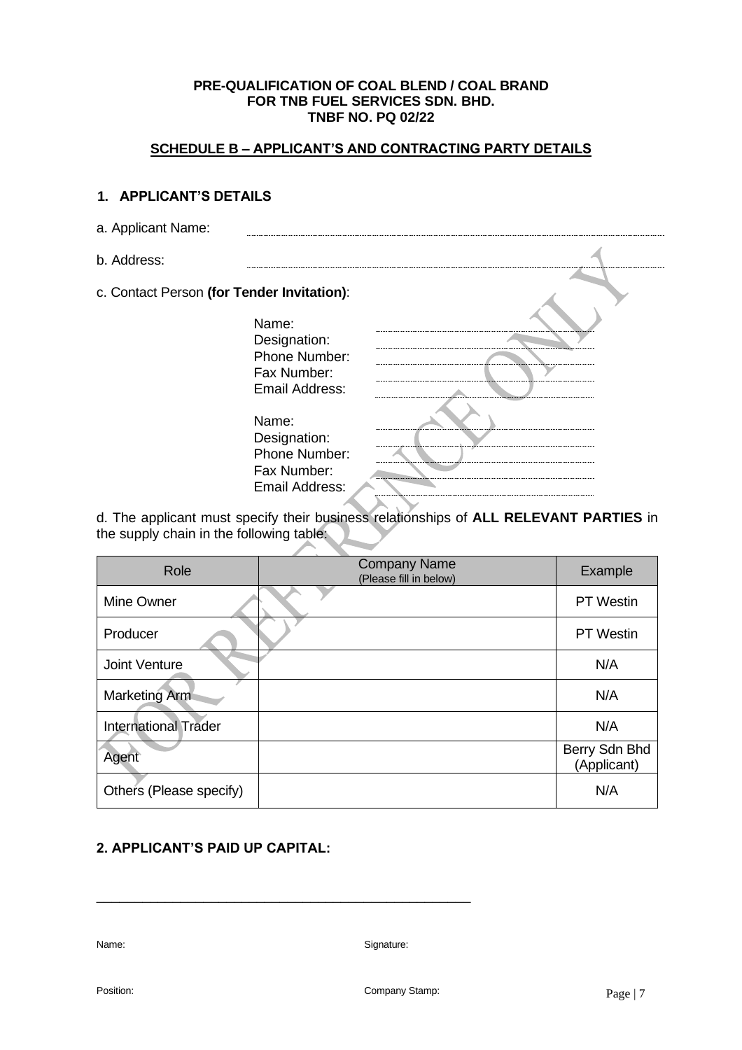**PRE-QUALIFICATION OF COAL BLEND / COAL BRAND**
**FOR TNB FUEL SERVICES SDN. BHD.**
**TNBF NO. PQ 02/22**

## SCHEDULE B – APPLICANT'S AND CONTRACTING PARTY DETAILS

### 1. APPLICANT'S DETAILS

a. Applicant Name: ..............................................................................

b. Address: ..............................................................................

c. Contact Person **(for Tender Invitation)**:

Name: ..............................................
Designation: ..............................................
Phone Number: ..............................................
Fax Number: ..............................................
Email Address: ..............................................

Name: ..............................................
Designation: ..............................................
Phone Number: ..............................................
Fax Number: ..............................................
Email Address: ..............................................

d. The applicant must specify their business relationships of **ALL RELEVANT PARTIES** in the supply chain in the following table:

| Role | Company Name (Please fill in below) | Example |
|---|---|---|
| Mine Owner | | PT Westin |
| Producer | | PT Westin |
| Joint Venture | | N/A |
| Marketing Arm | | N/A |
| International Trader | | N/A |
| Agent | | Berry Sdn Bhd (Applicant) |
| Others (Please specify) | | N/A |

### 2. APPLICANT'S PAID UP CAPITAL:

______________________________________________________

Name: Signature:

Position: Company Stamp: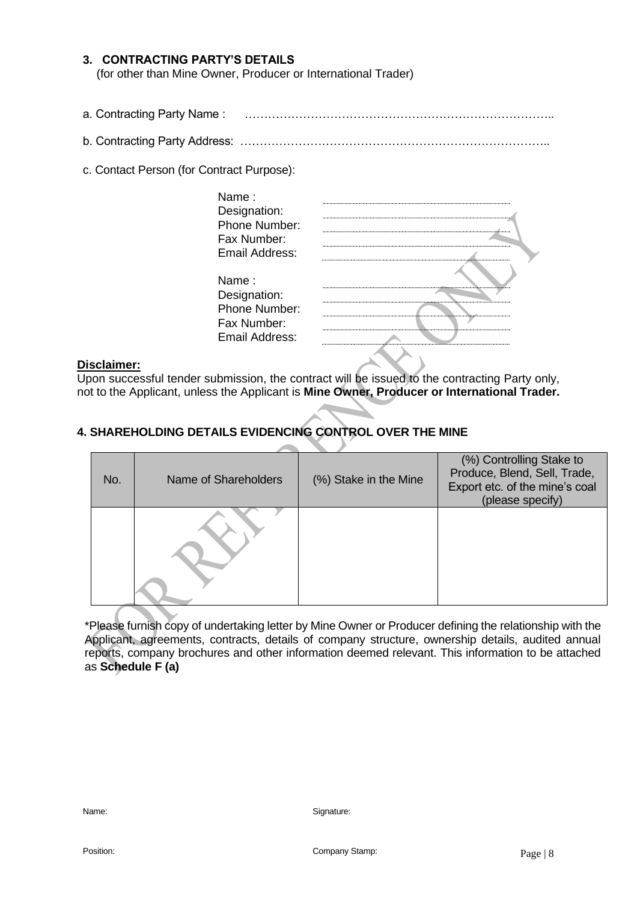### 3. CONTRACTING PARTY'S DETAILS

(for other than Mine Owner, Producer or International Trader)

a. Contracting Party Name : ……………………………………………………………………..

b. Contracting Party Address: ……………………………………………………………………..

c. Contact Person (for Contract Purpose):

Name : ……………………………
Designation: ……………………………
Phone Number: ……………………………
Fax Number: ……………………………
Email Address: ……………………………

Name : ……………………………
Designation: ……………………………
Phone Number: ……………………………
Fax Number: ……………………………
Email Address: ……………………………

**Disclaimer:**

Upon successful tender submission, the contract will be issued to the contracting Party only, not to the Applicant, unless the Applicant is **Mine Owner, Producer or International Trader.**

### 4. SHAREHOLDING DETAILS EVIDENCING CONTROL OVER THE MINE

| No. | Name of Shareholders | (%) Stake in the Mine | (%) Controlling Stake to Produce, Blend, Sell, Trade, Export etc. of the mine's coal (please specify) |
|---|---|---|---|
| | | | |

*Please furnish copy of undertaking letter by Mine Owner or Producer defining the relationship with the Applicant, agreements, contracts, details of company structure, ownership details, audited annual reports, company brochures and other information deemed relevant. This information to be attached as **Schedule F (a)**

Name: Signature:

Position: Company Stamp: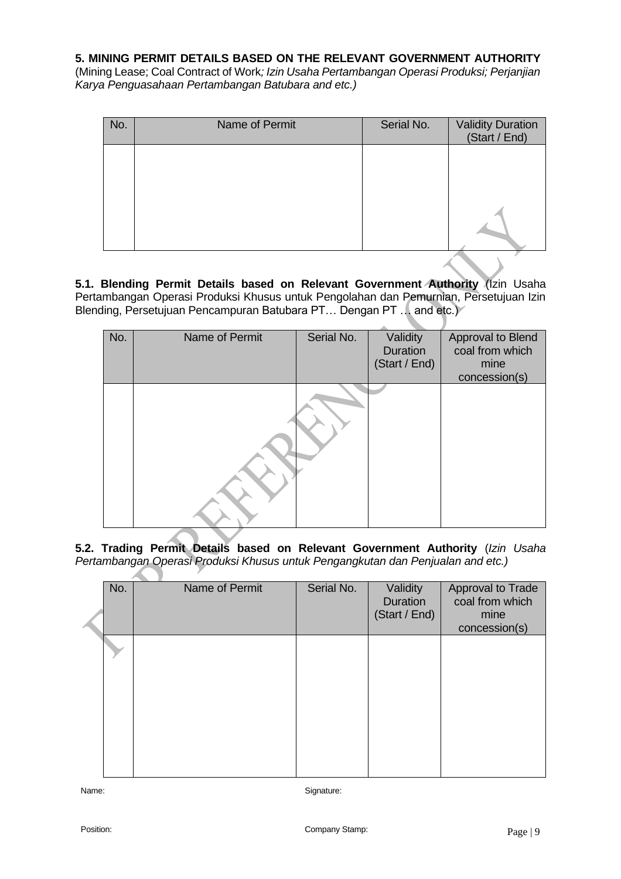**5. MINING PERMIT DETAILS BASED ON THE RELEVANT GOVERNMENT AUTHORITY**
(Mining Lease; Coal Contract of Work*; Izin Usaha Pertambangan Operasi Produksi; Perjanjian Karya Penguasahaan Pertambangan Batubara and etc.)*

| No. | Name of Permit | Serial No. | Validity Duration (Start / End) |
|---|---|---|---|
| | | | |

**5.1. Blending Permit Details based on Relevant Government Authority** (Izin Usaha Pertambangan Operasi Produksi Khusus untuk Pengolahan dan Pemurnian, Persetujuan Izin Blending, Persetujuan Pencampuran Batubara PT… Dengan PT … and etc.)

| No. | Name of Permit | Serial No. | Validity Duration (Start / End) | Approval to Blend coal from which mine concession(s) |
|---|---|---|---|---|
| | | | | |

**5.2. Trading Permit Details based on Relevant Government Authority** (*Izin Usaha Pertambangan Operasi Produksi Khusus untuk Pengangkutan dan Penjualan and etc.)*

| No. | Name of Permit | Serial No. | Validity Duration (Start / End) | Approval to Trade coal from which mine concession(s) |
|---|---|---|---|---|
| | | | | |

Name: Signature:

Position: Company Stamp: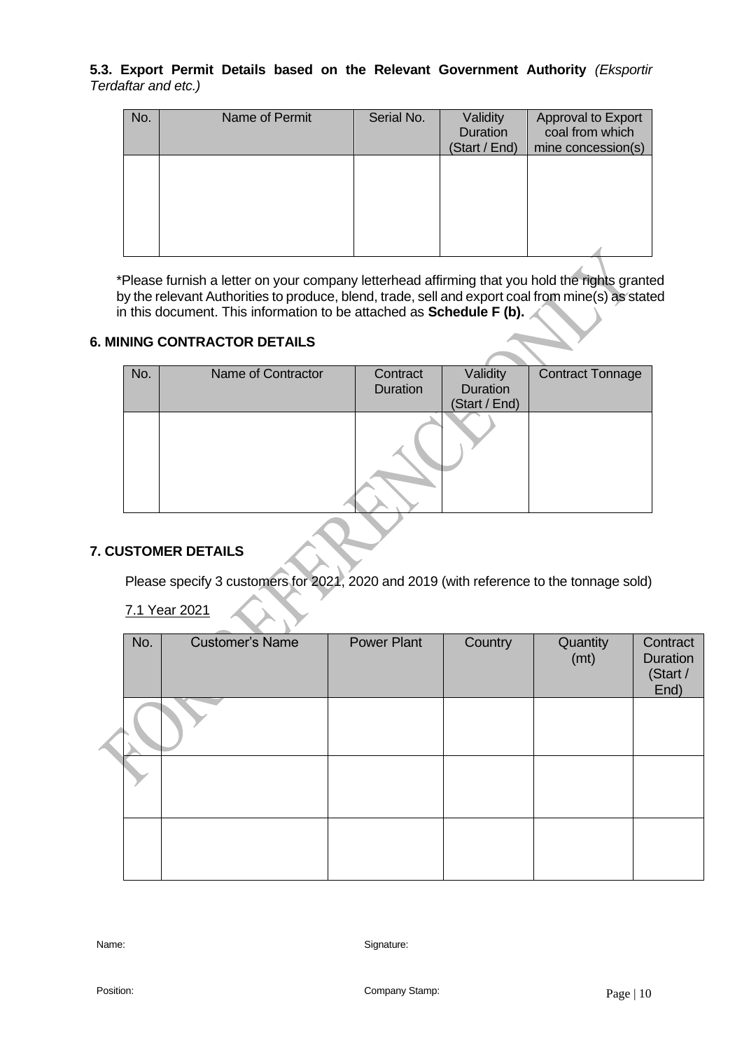**5.3. Export Permit Details based on the Relevant Government Authority** *(Eksportir Terdaftar and etc.)*

| No. | Name of Permit | Serial No. | Validity Duration (Start / End) | Approval to Export coal from which mine concession(s) |
|---|---|---|---|---|
| | | | | |

\*Please furnish a letter on your company letterhead affirming that you hold the rights granted by the relevant Authorities to produce, blend, trade, sell and export coal from mine(s) as stated in this document. This information to be attached as **Schedule F (b).**

## 6. MINING CONTRACTOR DETAILS

| No. | Name of Contractor | Contract Duration | Validity Duration (Start / End) | Contract Tonnage |
|---|---|---|---|---|
| | | | | |

## 7. CUSTOMER DETAILS

Please specify 3 customers for 2021, 2020 and 2019 (with reference to the tonnage sold)

7.1 Year 2021

| No. | Customer's Name | Power Plant | Country | Quantity (mt) | Contract Duration (Start / End) |
|---|---|---|---|---|---|
| | | | | | |
| | | | | | |
| | | | | | |

Name: Signature:

Position: Company Stamp: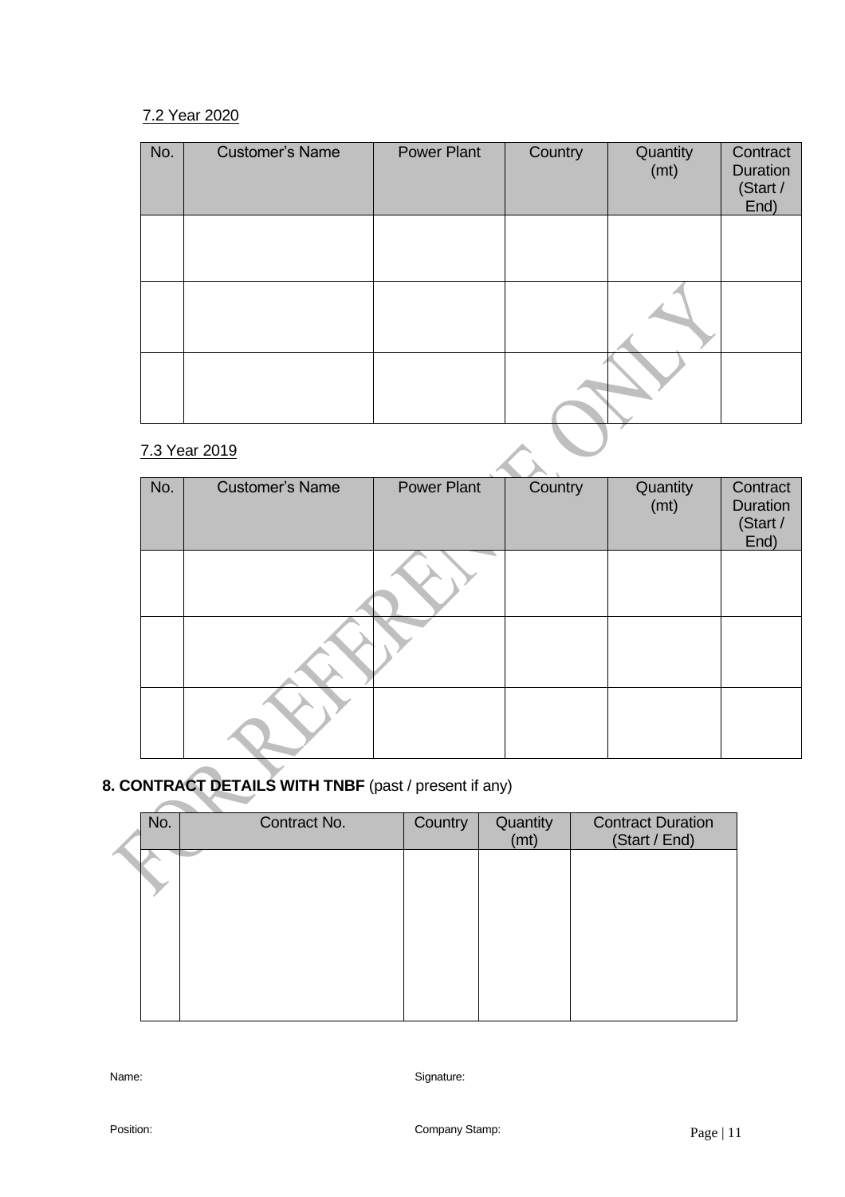7.2 Year 2020

| No. | Customer's Name | Power Plant | Country | Quantity (mt) | Contract Duration (Start / End) |
|---|---|---|---|---|---|
| | | | | | |
| | | | | | |
| | | | | | |

7.3 Year 2019

| No. | Customer's Name | Power Plant | Country | Quantity (mt) | Contract Duration (Start / End) |
|---|---|---|---|---|---|
| | | | | | |
| | | | | | |
| | | | | | |

**8. CONTRACT DETAILS WITH TNBF** (past / present if any)

| No. | Contract No. | Country | Quantity (mt) | Contract Duration (Start / End) |
|---|---|---|---|---|
| | | | | |

Name:

Signature:

Position:

Company Stamp: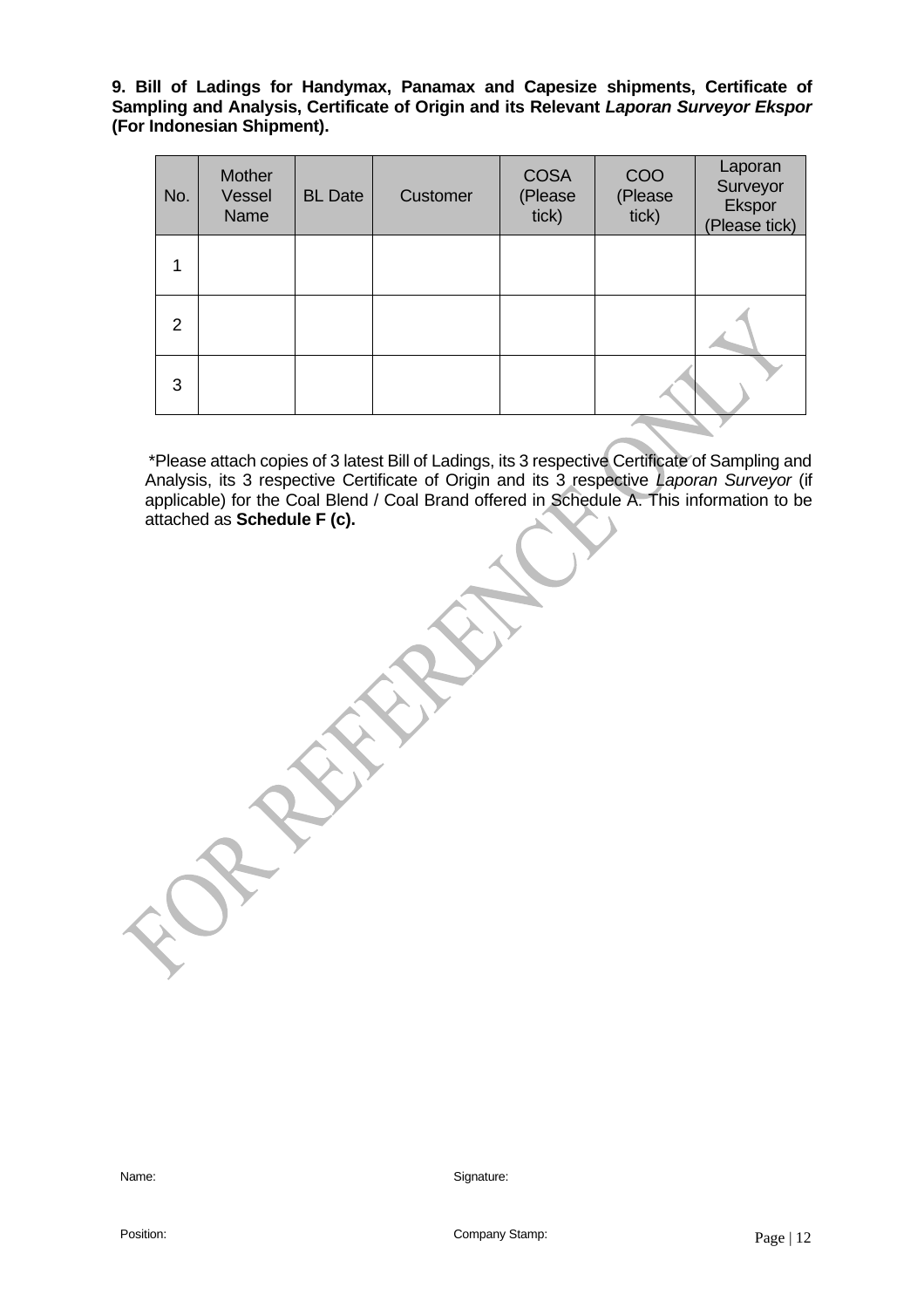**9. Bill of Ladings for Handymax, Panamax and Capesize shipments, Certificate of Sampling and Analysis, Certificate of Origin and its Relevant *Laporan Surveyor Ekspor* (For Indonesian Shipment).**

| No. | Mother Vessel Name | BL Date | Customer | COSA (Please tick) | COO (Please tick) | Laporan Surveyor Ekspor (Please tick) |
|---|---|---|---|---|---|---|
| 1 | | | | | | |
| 2 | | | | | | |
| 3 | | | | | | |

*Please attach copies of 3 latest Bill of Ladings, its 3 respective Certificate of Sampling and Analysis, its 3 respective Certificate of Origin and its 3 respective *Laporan Surveyor* (if applicable) for the Coal Blend / Coal Brand offered in Schedule A. This information to be attached as **Schedule F (c).**

FOR REFERENCE ONLY

Name: Signature:

Position: Company Stamp: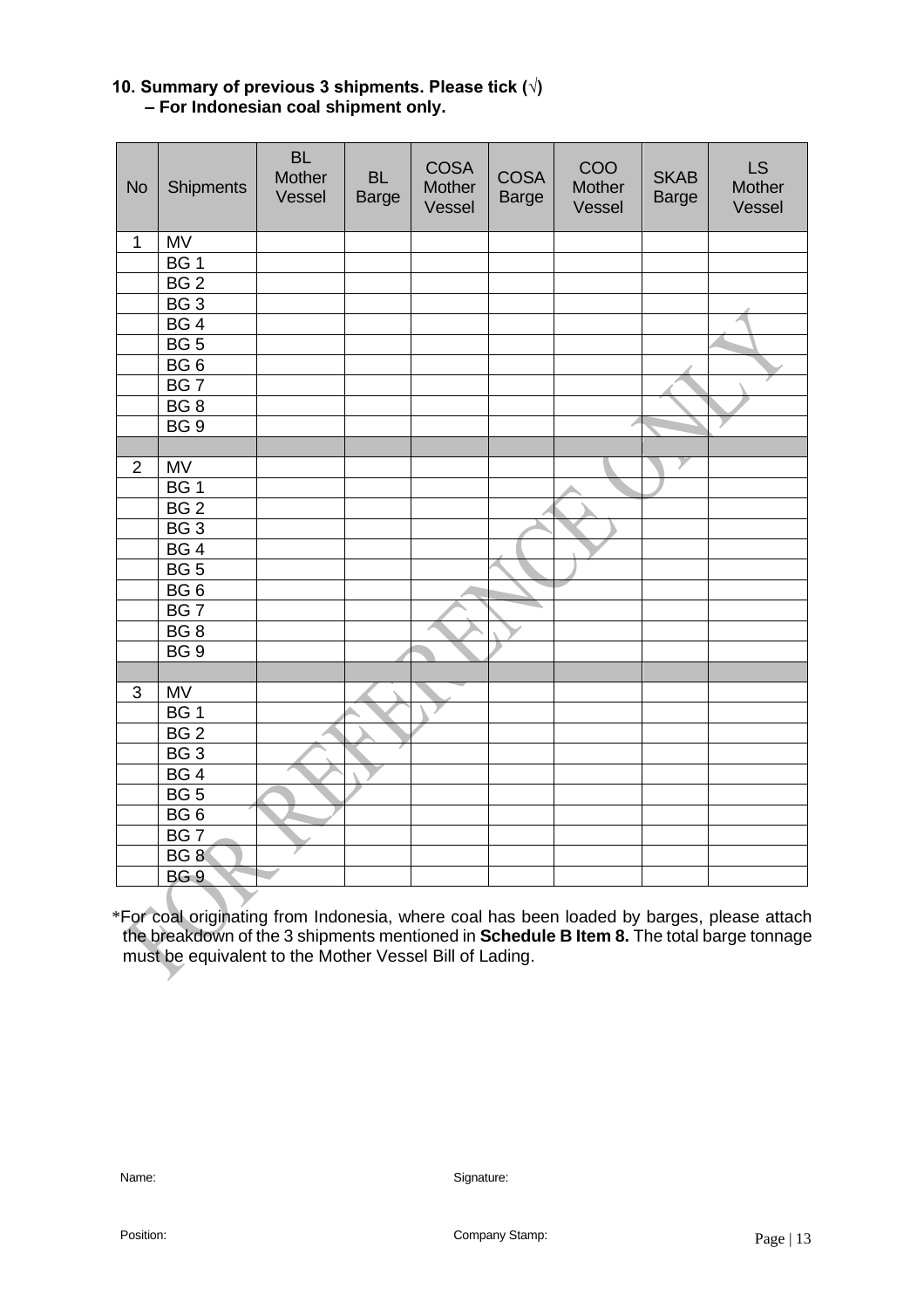**10. Summary of previous 3 shipments. Please tick (√)**
**– For Indonesian coal shipment only.**

| No | Shipments | BL Mother Vessel | BL Barge | COSA Mother Vessel | COSA Barge | COO Mother Vessel | SKAB Barge | LS Mother Vessel |
|---|---|---|---|---|---|---|---|---|
| 1 | MV | | | | | | | |
| | BG 1 | | | | | | | |
| | BG 2 | | | | | | | |
| | BG 3 | | | | | | | |
| | BG 4 | | | | | | | |
| | BG 5 | | | | | | | |
| | BG 6 | | | | | | | |
| | BG 7 | | | | | | | |
| | BG 8 | | | | | | | |
| | BG 9 | | | | | | | |
| | | | | | | | | |
| 2 | MV | | | | | | | |
| | BG 1 | | | | | | | |
| | BG 2 | | | | | | | |
| | BG 3 | | | | | | | |
| | BG 4 | | | | | | | |
| | BG 5 | | | | | | | |
| | BG 6 | | | | | | | |
| | BG 7 | | | | | | | |
| | BG 8 | | | | | | | |
| | BG 9 | | | | | | | |
| | | | | | | | | |
| 3 | MV | | | | | | | |
| | BG 1 | | | | | | | |
| | BG 2 | | | | | | | |
| | BG 3 | | | | | | | |
| | BG 4 | | | | | | | |
| | BG 5 | | | | | | | |
| | BG 6 | | | | | | | |
| | BG 7 | | | | | | | |
| | BG 8 | | | | | | | |
| | BG 9 | | | | | | | |

*For coal originating from Indonesia, where coal has been loaded by barges, please attach the breakdown of the 3 shipments mentioned in **Schedule B Item 8.** The total barge tonnage must be equivalent to the Mother Vessel Bill of Lading.

Name: Signature:

Position: Company Stamp: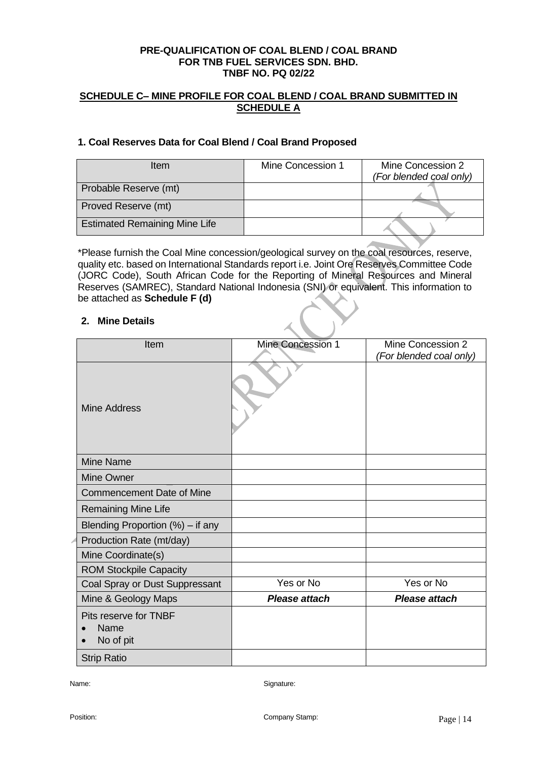**PRE-QUALIFICATION OF COAL BLEND / COAL BRAND FOR TNB FUEL SERVICES SDN. BHD. TNBF NO. PQ 02/22**

## SCHEDULE C– MINE PROFILE FOR COAL BLEND / COAL BRAND SUBMITTED IN SCHEDULE A

### 1. Coal Reserves Data for Coal Blend / Coal Brand Proposed

| Item | Mine Concession 1 | Mine Concession 2 *(For blended coal only)* |
|---|---|---|
| Probable Reserve (mt) | | |
| Proved Reserve (mt) | | |
| Estimated Remaining Mine Life | | |

*Please furnish the Coal Mine concession/geological survey on the coal resources, reserve, quality etc. based on International Standards report i.e. Joint Ore Reserves Committee Code (JORC Code), South African Code for the Reporting of Mineral Resources and Mineral Reserves (SAMREC), Standard National Indonesia (SNI) or equivalent. This information to be attached as **Schedule F (d)**

### 2. Mine Details

| Item | Mine Concession 1 | Mine Concession 2 *(For blended coal only)* |
|---|---|---|
| Mine Address | | |
| Mine Name | | |
| Mine Owner | | |
| Commencement Date of Mine | | |
| Remaining Mine Life | | |
| Blending Proportion (%) – if any | | |
| Production Rate (mt/day) | | |
| Mine Coordinate(s) | | |
| ROM Stockpile Capacity | | |
| Coal Spray or Dust Suppressant | Yes or No | Yes or No |
| Mine & Geology Maps | ***Please attach*** | ***Please attach*** |
| Pits reserve for TNBF<br>• Name<br>• No of pit | | |
| Strip Ratio | | |

Name: Signature:

Position: Company Stamp: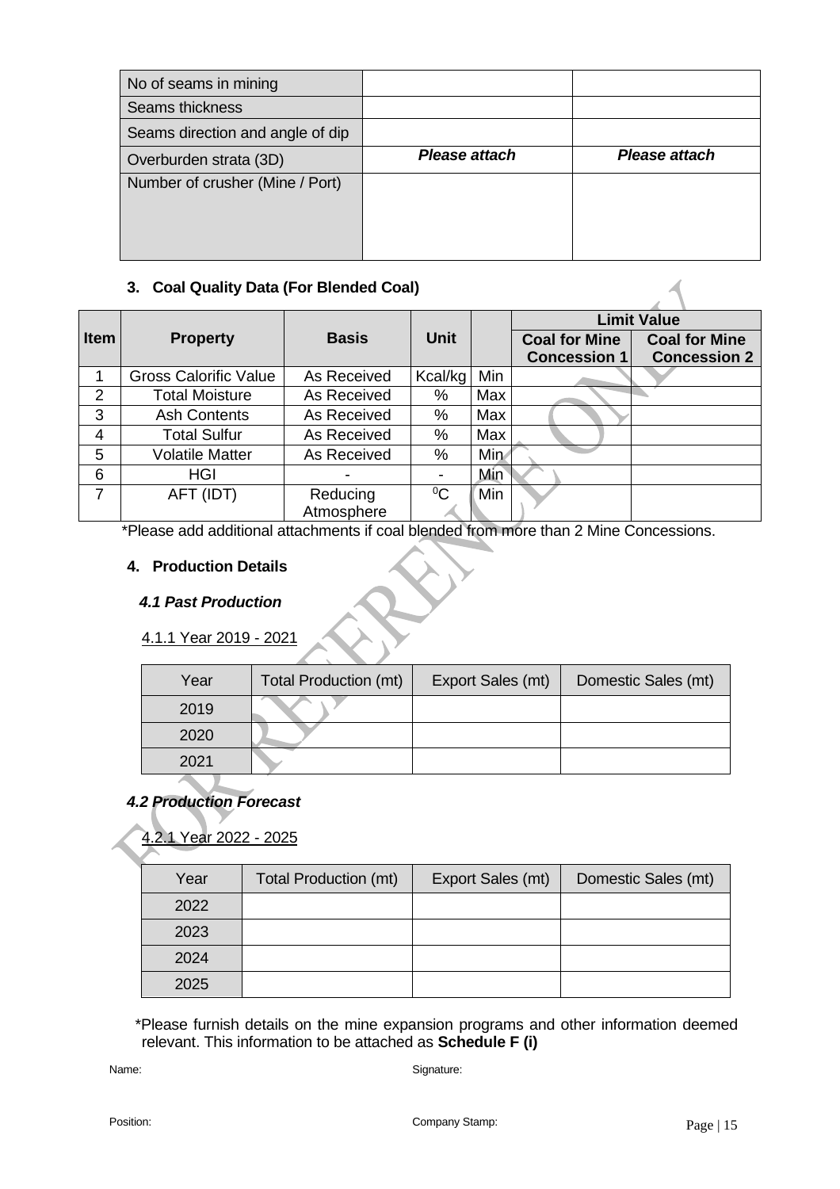| No of seams in mining | | |
|---|---|---|
| Seams thickness | | |
| Seams direction and angle of dip | | |
| Overburden strata (3D) | ***Please attach*** | ***Please attach*** |
| Number of crusher (Mine / Port) | | |

### 3. Coal Quality Data (For Blended Coal)

| Item | Property | Basis | Unit | | Limit Value | |
|---|---|---|---|---|---|---|
| | | | | | **Coal for Mine Concession 1** | **Coal for Mine Concession 2** |
| 1 | Gross Calorific Value | As Received | Kcal/kg | Min | | |
| 2 | Total Moisture | As Received | % | Max | | |
| 3 | Ash Contents | As Received | % | Max | | |
| 4 | Total Sulfur | As Received | % | Max | | |
| 5 | Volatile Matter | As Received | % | Min | | |
| 6 | HGI | - | - | Min | | |
| 7 | AFT (IDT) | Reducing Atmosphere | $^0$C | Min | | |

*Please add additional attachments if coal blended from more than 2 Mine Concessions.

### 4. Production Details

#### *4.1 Past Production*

4.1.1 Year 2019 - 2021

| Year | Total Production (mt) | Export Sales (mt) | Domestic Sales (mt) |
|---|---|---|---|
| 2019 | | | |
| 2020 | | | |
| 2021 | | | |

#### *4.2 Production Forecast*

4.2.1 Year 2022 - 2025

| Year | Total Production (mt) | Export Sales (mt) | Domestic Sales (mt) |
|---|---|---|---|
| 2022 | | | |
| 2023 | | | |
| 2024 | | | |
| 2025 | | | |

*Please furnish details on the mine expansion programs and other information deemed relevant. This information to be attached as **Schedule F (i)**

Name: Signature:

Position: Company Stamp: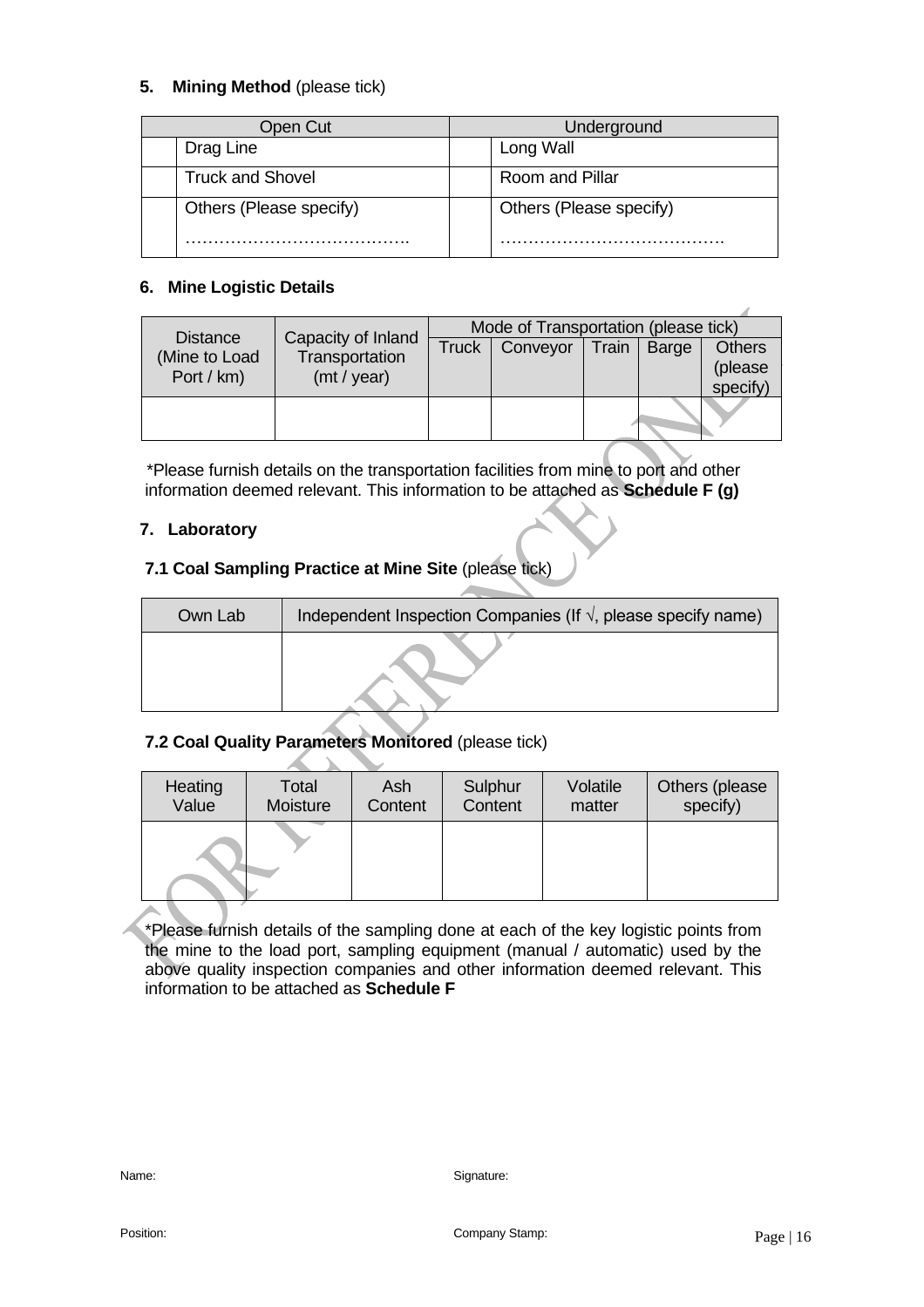**5. Mining Method** (please tick)

| Open Cut | | Underground | |
|---|---|---|---|
| | Drag Line | | Long Wall |
| | Truck and Shovel | | Room and Pillar |
| | Others (Please specify) ………………………………… | | Others (Please specify) ………………………………… |

**6. Mine Logistic Details**

| Distance (Mine to Load Port / km) | Capacity of Inland Transportation (mt / year) | Mode of Transportation (please tick) | | | | |
|---|---|---|---|---|---|---|
| | | Truck | Conveyor | Train | Barge | Others (please specify) |
| | | | | | | |

*Please furnish details on the transportation facilities from mine to port and other information deemed relevant. This information to be attached as **Schedule F (g)**

**7. Laboratory**

**7.1 Coal Sampling Practice at Mine Site** (please tick)

| Own Lab | Independent Inspection Companies (If √, please specify name) |
|---|---|
| | |

**7.2 Coal Quality Parameters Monitored** (please tick)

| Heating Value | Total Moisture | Ash Content | Sulphur Content | Volatile matter | Others (please specify) |
|---|---|---|---|---|---|
| | | | | | |

*Please furnish details of the sampling done at each of the key logistic points from the mine to the load port, sampling equipment (manual / automatic) used by the above quality inspection companies and other information deemed relevant. This information to be attached as **Schedule F**

Name: Signature:

Position: Company Stamp: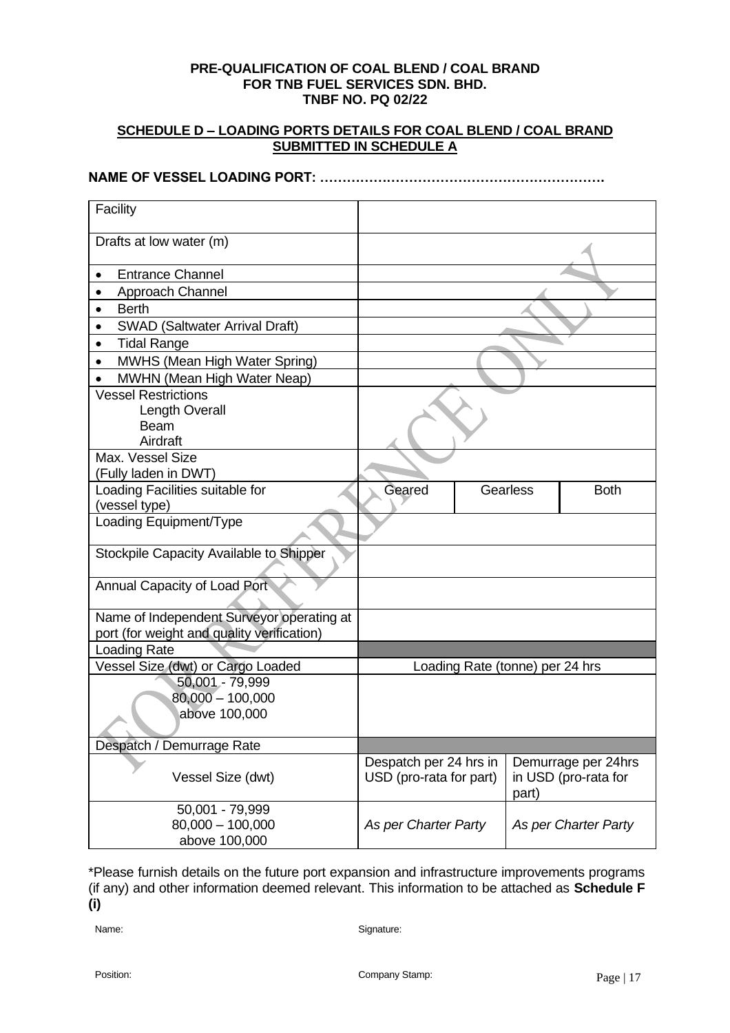**PRE-QUALIFICATION OF COAL BLEND / COAL BRAND**
**FOR TNB FUEL SERVICES SDN. BHD.**
**TNBF NO. PQ 02/22**

**SCHEDULE D – LOADING PORTS DETAILS FOR COAL BLEND / COAL BRAND SUBMITTED IN SCHEDULE A**

**NAME OF VESSEL LOADING PORT: ……………………………………………………….**

| Facility | | | |
|---|---|---|---|
| Drafts at low water (m) | | | |
| • Entrance Channel | | | |
| • Approach Channel | | | |
| • Berth | | | |
| • SWAD (Saltwater Arrival Draft) | | | |
| • Tidal Range | | | |
| • MWHS (Mean High Water Spring) | | | |
| • MWHN (Mean High Water Neap) | | | |
| Vessel Restrictions<br>Length Overall<br>Beam<br>Airdraft | | | |
| Max. Vessel Size<br>(Fully laden in DWT) | | | |
| Loading Facilities suitable for (vessel type) | Geared | Gearless | Both |
| Loading Equipment/Type | | | |
| Stockpile Capacity Available to Shipper | | | |
| Annual Capacity of Load Port | | | |
| Name of Independent Surveyor operating at port (for weight and quality verification) | | | |
| Loading Rate | | | |
| Vessel Size (dwt) or Cargo Loaded | Loading Rate (tonne) per 24 hrs | | |
| 50,001 - 79,999<br>80,000 – 100,000<br>above 100,000 | | | |
| Despatch / Demurrage Rate | | | |
| Vessel Size (dwt) | Despatch per 24 hrs in USD (pro-rata for part) | Demurrage per 24hrs in USD (pro-rata for part) | |
| 50,001 - 79,999<br>80,000 – 100,000<br>above 100,000 | *As per Charter Party* | *As per Charter Party* | |

*Please furnish details on the future port expansion and infrastructure improvements programs (if any) and other information deemed relevant. This information to be attached as **Schedule F (i)**

Name: Signature:

Position: Company Stamp: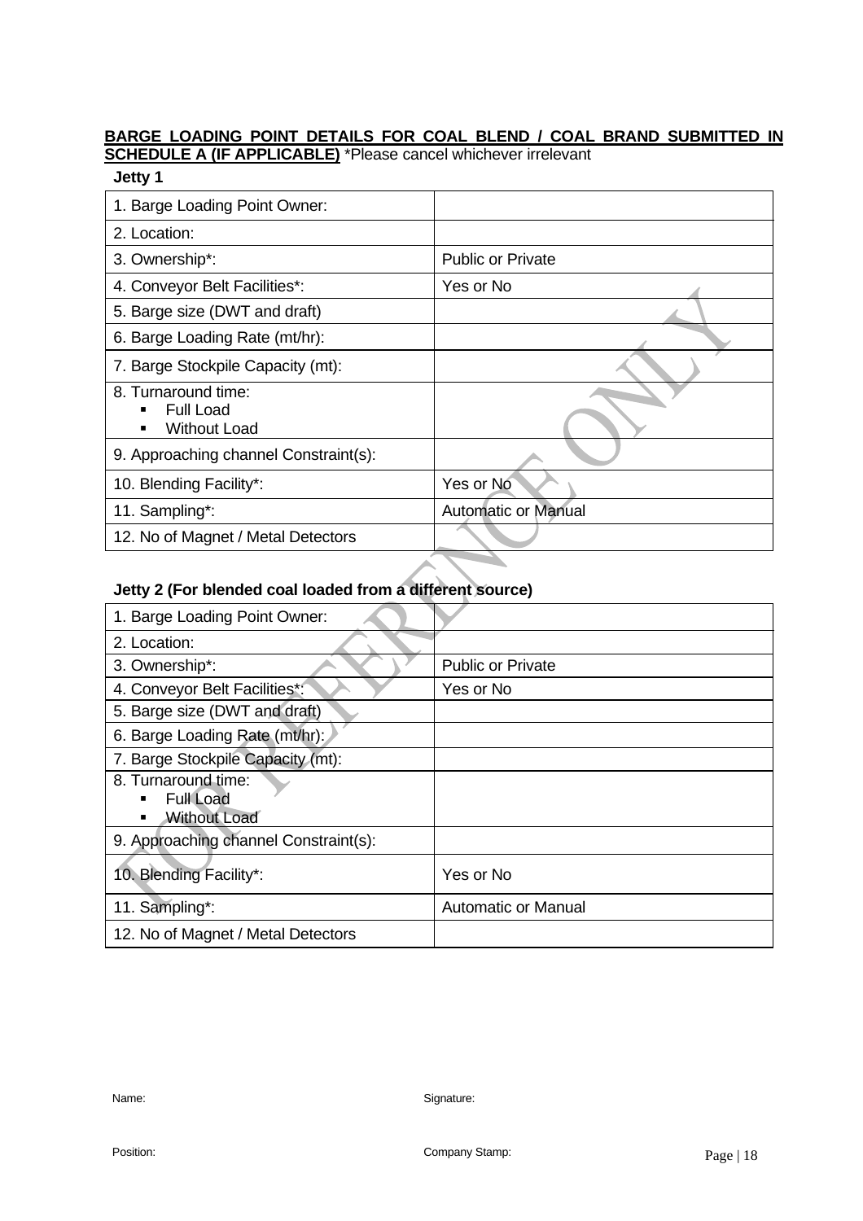**BARGE LOADING POINT DETAILS FOR COAL BLEND / COAL BRAND SUBMITTED IN SCHEDULE A (IF APPLICABLE)** *Please cancel whichever irrelevant

**Jetty 1**

| | |
|---|---|
| 1. Barge Loading Point Owner: | |
| 2. Location: | |
| 3. Ownership*: | Public or Private |
| 4. Conveyor Belt Facilities*: | Yes or No |
| 5. Barge size (DWT and draft) | |
| 6. Barge Loading Rate (mt/hr): | |
| 7. Barge Stockpile Capacity (mt): | |
| 8. Turnaround time:<br>▪ Full Load<br>▪ Without Load | |
| 9. Approaching channel Constraint(s): | |
| 10. Blending Facility*: | Yes or No |
| 11. Sampling*: | Automatic or Manual |
| 12. No of Magnet / Metal Detectors | |

**Jetty 2 (For blended coal loaded from a different source)**

| | |
|---|---|
| 1. Barge Loading Point Owner: | |
| 2. Location: | |
| 3. Ownership*: | Public or Private |
| 4. Conveyor Belt Facilities*: | Yes or No |
| 5. Barge size (DWT and draft) | |
| 6. Barge Loading Rate (mt/hr): | |
| 7. Barge Stockpile Capacity (mt): | |
| 8. Turnaround time:<br>▪ Full Load<br>▪ Without Load | |
| 9. Approaching channel Constraint(s): | |
| 10. Blending Facility*: | Yes or No |
| 11. Sampling*: | Automatic or Manual |
| 12. No of Magnet / Metal Detectors | |

Name: Signature:

Position: Company Stamp: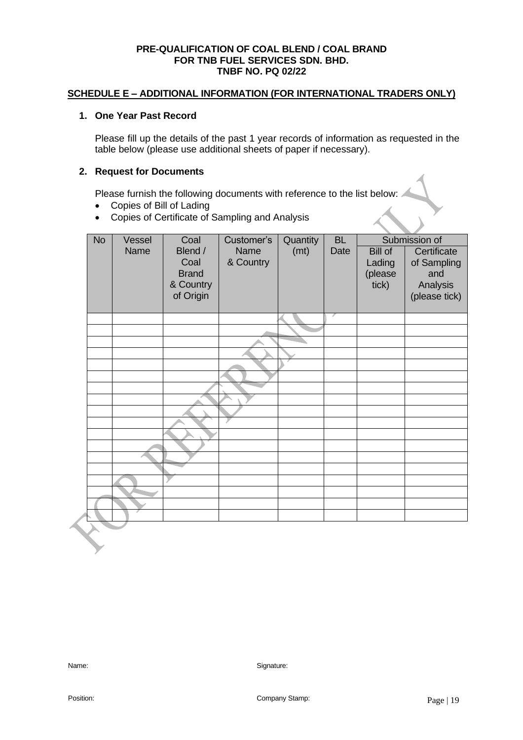**PRE-QUALIFICATION OF COAL BLEND / COAL BRAND FOR TNB FUEL SERVICES SDN. BHD. TNBF NO. PQ 02/22**

## SCHEDULE E – ADDITIONAL INFORMATION (FOR INTERNATIONAL TRADERS ONLY)

### 1. One Year Past Record

Please fill up the details of the past 1 year records of information as requested in the table below (please use additional sheets of paper if necessary).

### 2. Request for Documents

Please furnish the following documents with reference to the list below:

- Copies of Bill of Lading
- Copies of Certificate of Sampling and Analysis

| No | Vessel Name | Coal Blend / Coal Brand & Country of Origin | Customer's Name & Country | Quantity (mt) | BL Date | Submission of | |
|---|---|---|---|---|---|---|---|
| | | | | | | Bill of Lading (please tick) | Certificate of Sampling and Analysis (please tick) |
| | | | | | | | |
| | | | | | | | |
| | | | | | | | |
| | | | | | | | |
| | | | | | | | |
| | | | | | | | |
| | | | | | | | |
| | | | | | | | |
| | | | | | | | |
| | | | | | | | |
| | | | | | | | |
| | | | | | | | |
| | | | | | | | |
| | | | | | | | |
| | | | | | | | |
| | | | | | | | |
| | | | | | | | |
| | | | | | | | |

Name:

Signature:

Position:

Company Stamp: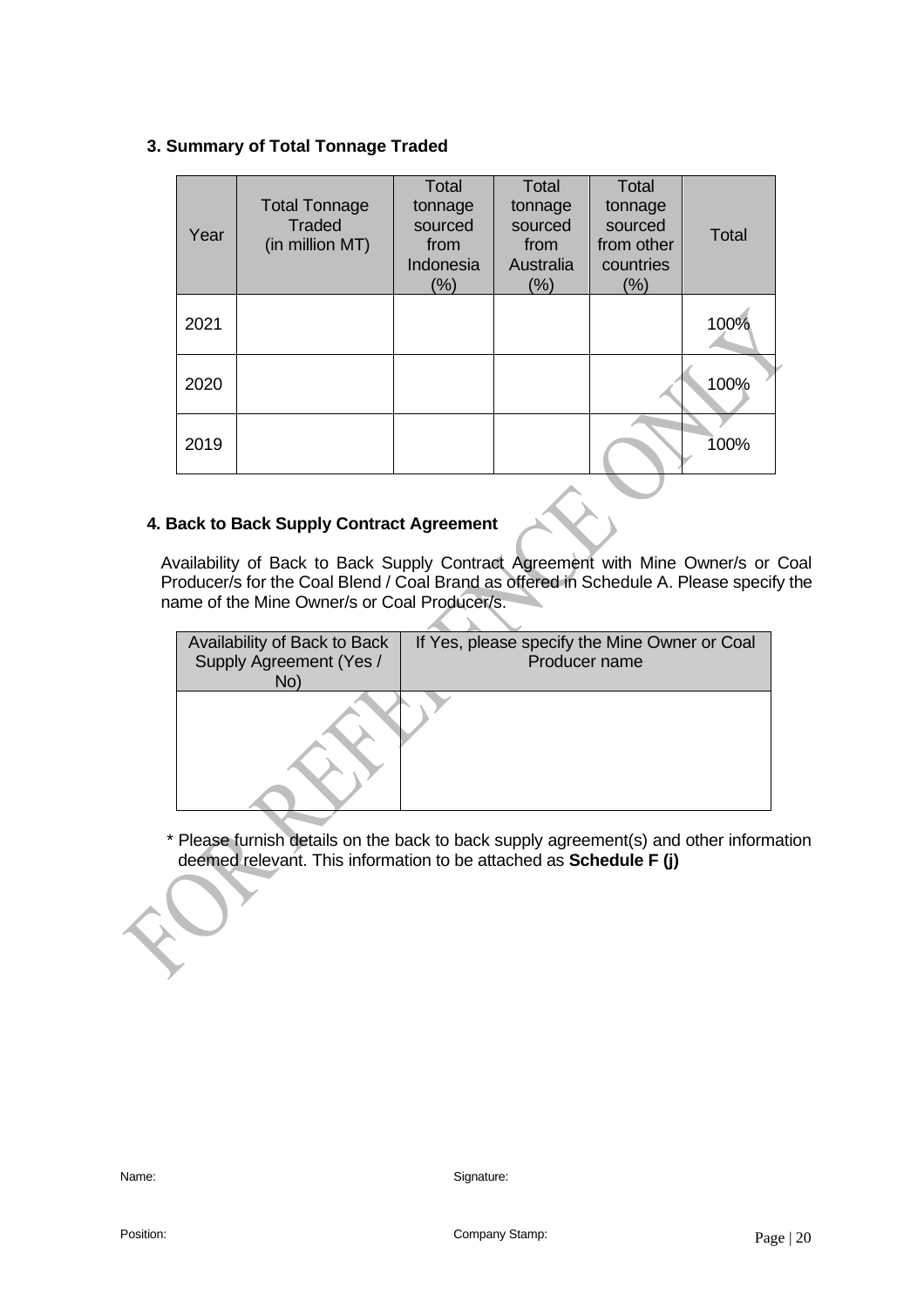### 3. Summary of Total Tonnage Traded

| Year | Total Tonnage Traded (in million MT) | Total tonnage sourced from Indonesia (%) | Total tonnage sourced from Australia (%) | Total tonnage sourced from other countries (%) | Total |
|---|---|---|---|---|---|
| 2021 | | | | | 100% |
| 2020 | | | | | 100% |
| 2019 | | | | | 100% |

### 4. Back to Back Supply Contract Agreement

Availability of Back to Back Supply Contract Agreement with Mine Owner/s or Coal Producer/s for the Coal Blend / Coal Brand as offered in Schedule A. Please specify the name of the Mine Owner/s or Coal Producer/s.

| Availability of Back to Back Supply Agreement (Yes / No) | If Yes, please specify the Mine Owner or Coal Producer name |
|---|---|
| | |

\* Please furnish details on the back to back supply agreement(s) and other information deemed relevant. This information to be attached as **Schedule F (j)**

Name: Signature:

Position: Company Stamp: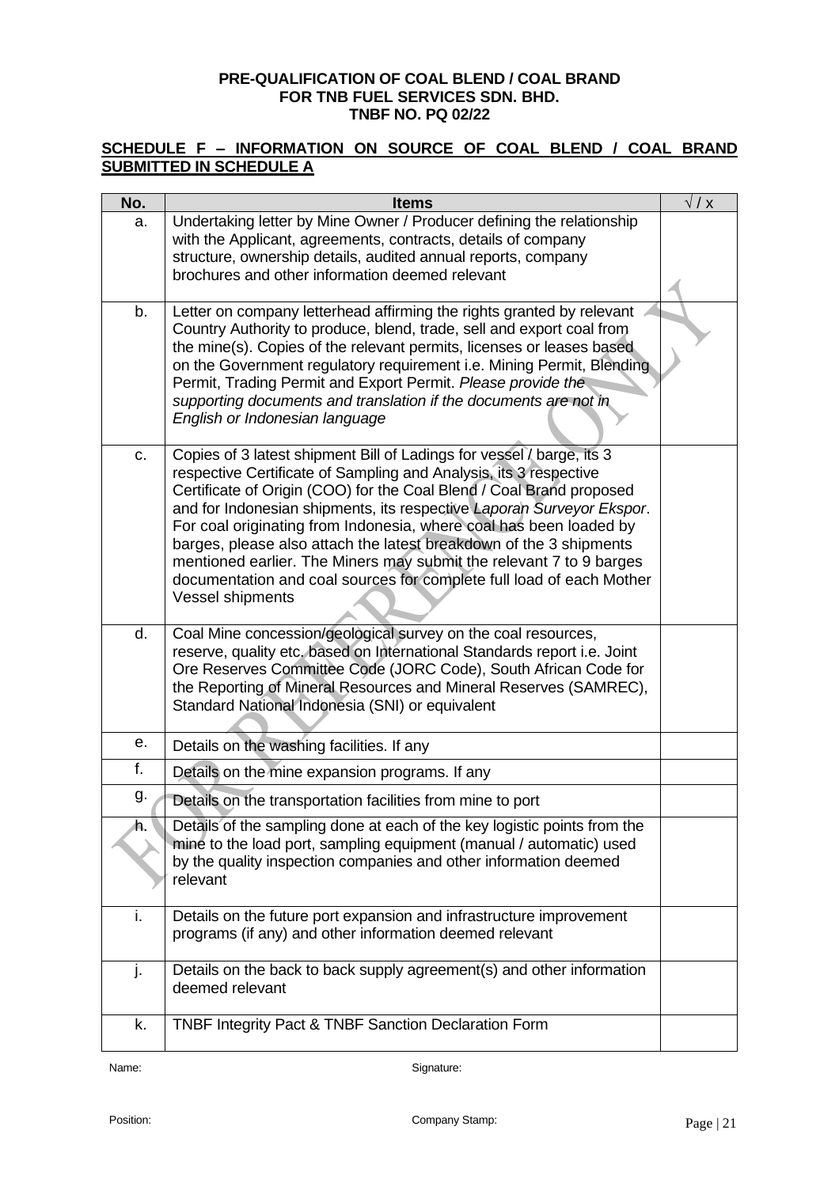**PRE-QUALIFICATION OF COAL BLEND / COAL BRAND**
**FOR TNB FUEL SERVICES SDN. BHD.**
**TNBF NO. PQ 02/22**

## SCHEDULE F – INFORMATION ON SOURCE OF COAL BLEND / COAL BRAND SUBMITTED IN SCHEDULE A

| No. | Items | √ / x |
|---|---|---|
| a. | Undertaking letter by Mine Owner / Producer defining the relationship with the Applicant, agreements, contracts, details of company structure, ownership details, audited annual reports, company brochures and other information deemed relevant | |
| b. | Letter on company letterhead affirming the rights granted by relevant Country Authority to produce, blend, trade, sell and export coal from the mine(s). Copies of the relevant permits, licenses or leases based on the Government regulatory requirement i.e. Mining Permit, Blending Permit, Trading Permit and Export Permit. *Please provide the supporting documents and translation if the documents are not in English or Indonesian language* | |
| c. | Copies of 3 latest shipment Bill of Ladings for vessel / barge, its 3 respective Certificate of Sampling and Analysis, its 3 respective Certificate of Origin (COO) for the Coal Blend / Coal Brand proposed and for Indonesian shipments, its respective *Laporan Surveyor Ekspor*. For coal originating from Indonesia, where coal has been loaded by barges, please also attach the latest breakdown of the 3 shipments mentioned earlier. The Miners may submit the relevant 7 to 9 barges documentation and coal sources for complete full load of each Mother Vessel shipments | |
| d. | Coal Mine concession/geological survey on the coal resources, reserve, quality etc. based on International Standards report i.e. Joint Ore Reserves Committee Code (JORC Code), South African Code for the Reporting of Mineral Resources and Mineral Reserves (SAMREC), Standard National Indonesia (SNI) or equivalent | |
| e. | Details on the washing facilities. If any | |
| f. | Details on the mine expansion programs. If any | |
| g. | Details on the transportation facilities from mine to port | |
| h. | Details of the sampling done at each of the key logistic points from the mine to the load port, sampling equipment (manual / automatic) used by the quality inspection companies and other information deemed relevant | |
| i. | Details on the future port expansion and infrastructure improvement programs (if any) and other information deemed relevant | |
| j. | Details on the back to back supply agreement(s) and other information deemed relevant | |
| k. | TNBF Integrity Pact & TNBF Sanction Declaration Form | |

Name: Signature:

Position: Company Stamp: